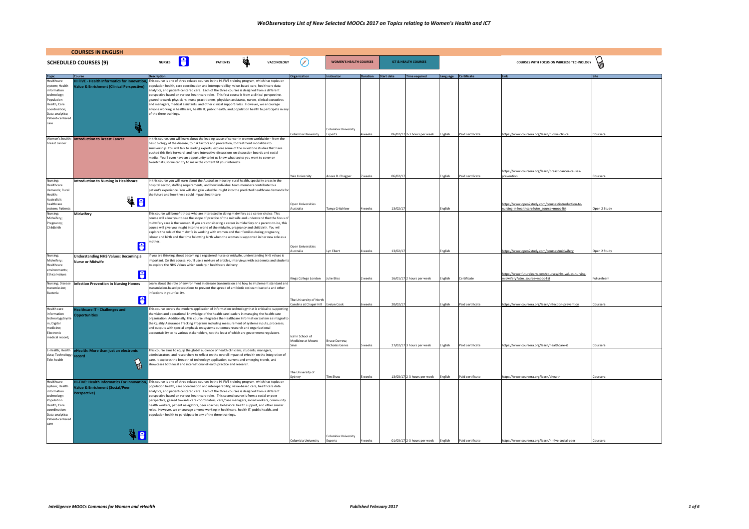# WeObservatory List of New Selected MOOCs 2017 on Topics relating to Women's Health and ICT

## COURSES IN ENGLISH

**SCHEDULED COURSES (9)**

NURSES | PATIENTS | VACCINOLOGY | WOMEN'S HEALTH COURSES | ICT & HEALTH COURSES | COURSES WITH FOCUS ON WIRELESS TECHNOLOGY

| Topic | Course | Description | Organization | Instructor | Duration | Start date | Time required | Language | Certificate | Link | Site |
|---|---|---|---|---|---|---|---|---|---|---|---|
| Healthcare system; Health information technology; Population Health; Care coordination; Data-analytics; Patient-centered care | HI FIVE - Health Informatics for Innovation, Value & Enrichment (Clinical Perspective) | This course is one of three related courses in the HI-FIVE training program, which has topics on population health, care coordination and interoperability, value-based care, healthcare data analytics, and patient-centered care. Each of the three courses is designed from a different perspective based on various healthcare roles. This first course is from a clinical perspective, geared towards physicians, nurse practitioners, physician assistants, nurses, clinical executives and managers, medical assistants, and other clinical support roles. However, we encourage anyone working in healthcare, health IT, public health, and population health to participate in any of the three trainings. | Columbia University | Columbia University Experts | 4 weeks | 06/02/17 | 2-3 hours per week | English | Paid certificate | https://www.coursera.org/learn/hi-five-clinical | Coursera |
| Women's health; breast cancer | Introduction to Breast Cancer | In this course, you will learn about the leading cause of cancer in women worldwide – from the basic biology of the disease, to risk factors and prevention, to treatment modalities to survivorship. You will talk to leading experts, explore some of the milestone studies that have pushed this field forward, and have interactive discussions on discussion boards and social media. You'll even have an opportunity to let us know what topics you want to cover on tweetchats, so we can try to make the content fit your interests. | Yale University | Anees B. Chagpar | 7 weeks | 06/02/17 | | English | Paid certificate | https://www.coursera.org/learn/breast-cancer-causes-prevention | Coursera |
| Nursing; Healthcare demands; Rural Health; Australia's healthcare system; Patients | Introduction to Nursing in Healthcare | In this course you will learn about the Australian industry, rural health, speciality areas in the hospital sector, staffing requirements, and how individual team members contribute to a patient's experience. You will also gain valuable insight into the predicted healthcare demands for the future and how these could impact healthcare. | Open Universities Australia | Tanya Critchlow | 4 weeks | 13/02/17 | | English | | https://www.open2study.com/courses/introduction-to-nursing-in-healthcare?utm_source=mooc-list | Open 2 Study |
| Nursing; Midwifery; Pregnancy; Childbirth | Midwifery | This course will benefit those who are interested in doing midwifery as a career choice. This course will allow you to see the scope of practice of the midwife and understand that the focus of midwifery care is the woman. If you are considering a career in midwifery or a parent-to-be, this course will give you insight into the world of the midwife, pregnancy and childbirth. You will explore the role of the midwife in working with women and their families during pregnancy, labour and birth and the time following birth when the woman is supported in her new role as a mother. | Open Universities Australia | Lyn Ebert | 4 weeks | 13/02/17 | | English | | https://www.open2study.com/courses/midwifery | Open 2 Study |
| Nursing; Midwifery; Healthcare environments; Ethical values | Understanding NHS Values: Becoming a Nurse or Midwife | If you are thinking about becoming a registered nurse or midwife, understanding NHS values is important. On this course, you'll use a mixture of articles, interviews with academics and students to explore the NHS Values which underpin healthcare delivery. | Kings College London | Julie Bliss | 2 weeks | 16/01/17 | 2 hours per week | English | Certificate | https://www.futurelearn.com/courses/nhs-values-nursing-midwifery?utm_source=mooc-list | Futurelearn |
| Nursing; Disease transmission; Bacteria | Infection Prevention in Nursing Homes | Learn about the role of environment in disease transmission and how to implement standard and transmission-based precautions to prevent the spread of antibiotic resistant bacteria and other infections in your facility. | The University of North Carolina at Chapel Hill | Evelyn Cook | 6 weeks | 20/02/17 | | English | Paid certificate | https://www.coursera.org/learn/infection-prevention | Coursera |
| Health care information technology/system; Digital medicine; Electronic medical record; | Healthcare IT - Challenges and Opportunities | This course covers the modern application of information technology that is critical to supporting the vision and operational knowledge of the health care leaders in managing the health care organization. Additionally, this course integrates the Healthcare Information System as integral to the Quality Assurance Tracking Programs including measurement of systems inputs, processes, and outputs with special emphasis on systems outcomes research and organizational accountability to its various stakeholders, not the least of which are government regulators. | Icahn School of Medicine at Mount Sinai | Bruce Darrow; Nicholas Genes | 5 weeks | 27/02/17 | 3 hours per week | English | Paid certificate | https://www.coursera.org/learn/healthcare-it | Coursera |
| E-Health; Health data; Technology; Tele-health | eHealth: More than just an electronic record | This course aims to equip the global audience of health clinicians, students, managers, administrators, and researchers to reflect on the overall impact of eHealth on the integration of care. It explores the breadth of technology application, current and emerging trends, and showcases both local and international eHealth practice and research. | The University of Sydney | Tim Shaw | 5 weeks | 13/03/17 | 2-3 hours per week | English | Paid certificate | https://www.coursera.org/learn/ehealth | Coursera |
| Healthcare system; Health information technology; Population Health; Care coordination; Data-analytics; Patient-centered care | HI-FIVE: Health Informatics For Innovation, Value & Enrichment (Social/Peer Perspective) | This course is one of three related courses in the HI-FIVE training program, which has topics on population health, care coordination and interoperability, value-based care, healthcare data analytics, and patient-centered care. Each of the three courses is designed from a different perspective based on various healthcare roles. This second course is from a social or peer perspective, geared towards care coordinators, care/case managers, social workers, community health workers, patient navigators, peer coaches, behavioral health support, and other similar roles. However, we encourage anyone working in healthcare, health IT, public health, and population health to participate in any of the three trainings. | Columbia University | Columbia University Experts | 4 weeks | 01/03/17 | 2-3 hours per week | English | Paid certificate | https://www.coursera.org/learn/hi-five-social-peer | Coursera |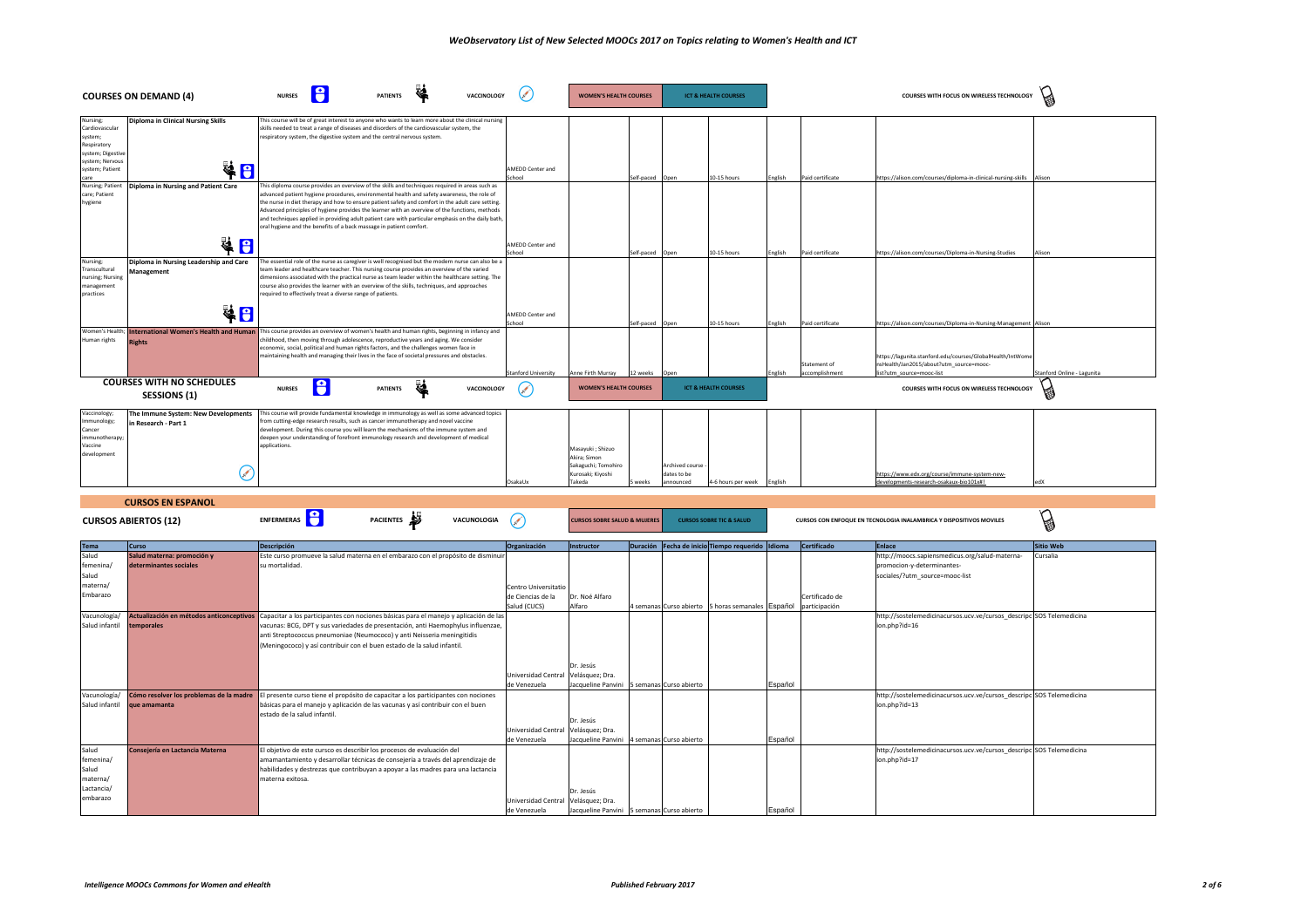### COURSES ON DEMAND (4)

NURSES | PATIENTS | VACCINOLOGY | WOMEN'S HEALTH COURSES | ICT & HEALTH COURSES | COURSES WITH FOCUS ON WIRELESS TECHNOLOGY

| | | | | | | | | | | | |
|---|---|---|---|---|---|---|---|---|---|---|---|
| Nursing; Cardiovascular system; Respiratory system; Digestive system; Nervous system; Patient care | Diploma in Clinical Nursing Skills | This course will be of great interest to anyone who wants to learn more about the clinical nursing skills needed to treat a range of diseases and disorders of the cardiovascular system, the respiratory system, the digestive system and the central nervous system. | AMEDD Center and School | | Self-paced | Open | 10-15 hours | English | Paid certificate | https://alison.com/courses/diploma-in-clinical-nursing-skills | Alison |
| Nursing; Patient care; Patient hygiene | Diploma in Nursing and Patient Care | This diploma course provides an overview of the skills and techniques required in areas such as advanced patient hygiene procedures, environmental health and safety awareness, the role of the nurse in diet therapy and how to ensure patient safety and comfort in the adult care setting. Advanced principles of hygiene provides the learner with an overview of the functions, methods and techniques applied in providing adult patient care with particular emphasis on the daily bath, oral hygiene and the benefits of a back massage in patient comfort. | AMEDD Center and School | | Self-paced | Open | 10-15 hours | English | Paid certificate | https://alison.com/courses/Diploma-in-Nursing-Studies | Alison |
| Nursing; Transcultural nursing; Nursing management practices | Diploma in Nursing Leadership and Care Management | The essential role of the nurse as caregiver is well recognised but the modern nurse can also be a team leader and healthcare teacher. This nursing course provides an overview of the varied dimensions associated with the practical nurse as team leader within the healthcare setting. The course also provides the learner with an overview of the skills, techniques, and approaches required to effectively treat a diverse range of patients. | AMEDD Center and School | | Self-paced | Open | 10-15 hours | English | Paid certificate | https://alison.com/courses/Diploma-in-Nursing-Management | Alison |
| Women's Health; Human rights | International Women's Health and Human Rights | This course provides an overview of women's health and human rights, beginning in infancy and childhood, then moving through adolescence, reproductive years and aging. We consider economic, social, political and human rights factors, and the challenges women face in maintaining health and managing their lives in the face of societal pressures and obstacles. | Stanford University | Anne Firth Murray | 12 weeks | Open | | English | Statement of accomplishment | https://lagunita.stanford.edu/courses/GlobalHealth/IntWomensHealth/Jan2015/about?utm_source=mooc-list?utm_source=mooc-list | Stanford Online - Lagunita |

### COURSES WITH NO SCHEDULES SESSIONS (1)

NURSES | PATIENTS | VACCINOLOGY | WOMEN'S HEALTH COURSES | ICT & HEALTH COURSES | COURSES WITH FOCUS ON WIRELESS TECHNOLOGY

| | | | | | | | | | | | |
|---|---|---|---|---|---|---|---|---|---|---|---|
| Vaccinology; Immunology; Cancer immunotherapy; Vaccine development | The Immune System: New Developments in Research - Part 1 | This course will provide fundamental knowledge in immunology as well as some advanced topics from cutting-edge research results, such as cancer immunotherapy and novel vaccine development. During this course you will learn the mechanisms of the immune system and deepen your understanding of forefront immunology research and development of medical applications. | OsakaUx | Masayuki ; Shizuo Akira; Simon Sakaguchi; Tomohiro Kurosaki; Kiyoshi Takeda | 5 weeks | Archived course - dates to be announced | 4-6 hours per week | English | | https://www.edx.org/course/immune-system-new-developments-research-osakaux-bio101x#! | edX |

## CURSOS EN ESPAÑOL

### CURSOS ABIERTOS (12)

ENFERMERAS | PACIENTES | VACUNOLOGIA | CURSOS SOBRE SALUD & MUJERES | CURSOS SOBRE TIC & SALUD | CURSOS CON ENFOQUE EN TECNOLOGIA INALAMBRICA Y DISPOSITIVOS MOVILES

| Tema | Curso | Descripción | Organización | Instructor | Duración | Fecha de inicio | Tiempo requerido | Idioma | Certificado | Enlace | Sitio Web |
|---|---|---|---|---|---|---|---|---|---|---|---|
| Salud femenina/ Salud materna/ Embarazo | Salud materna: promoción y determinantes sociales | Este curso promueve la salud materna en el embarazo con el propósito de disminuir su mortalidad. | Centro Universitario de Ciencias de la Salud (CUCS) | Dr. Noé Alfaro Alfaro | 4 semanas | Curso abierto | 5 horas semanales | Español | Certificado de participación | http://moocs.sapiensmedicus.org/salud-materna-promocion-y-determinantes-sociales/?utm_source=mooc-list | Cursalia |
| Vacunología/ Salud infantil | Actualización en métodos anticonceptivos temporales | Capacitar a los participantes con nociones básicas para el manejo y aplicación de las vacunas: BCG, DPT y sus variedades de presentación, anti Haemophylus influenzae, anti Streptococcus pneumoniae (Neumococo) y anti Neisseria meningitidis (Meningococo) y así contribuir con el buen estado de la salud infantil. | Universidad Central de Venezuela | Dr. Jesús Velásquez; Dra. Jacqueline Panvini | 5 semanas | Curso abierto | | Español | | http://sostelemedicinacursos.ucv.ve/cursos_descripcion.php?id=16 | SOS Telemedicina |
| Vacunología/ Salud infantil | Cómo resolver los problemas de la madre que amamanta | El presente curso tiene el propósito de capacitar a los participantes con nociones básicas para el manejo y aplicación de las vacunas y así contribuir con el buen estado de la salud infantil. | Universidad Central de Venezuela | Dr. Jesús Velásquez; Dra. Jacqueline Panvini | 4 semanas | Curso abierto | | Español | | http://sostelemedicinacursos.ucv.ve/cursos_descripcion.php?id=13 | SOS Telemedicina |
| Salud femenina/ Salud materna/ Lactancia/ embarazo | Consejería en Lactancia Materna | El objetivo de este cursco es describir los procesos de evaluación del amamantamiento y desarrollar técnicas de consejería a través del aprendizaje de habilidades y destrezas que contribuyan a apoyar a las madres para una lactancia materna exitosa. | Universidad Central de Venezuela | Dr. Jesús Velásquez; Dra. Jacqueline Panvini | 5 semanas | Curso abierto | | Español | | http://sostelemedicinacursos.ucv.ve/cursos_descripcion.php?id=17 | SOS Telemedicina |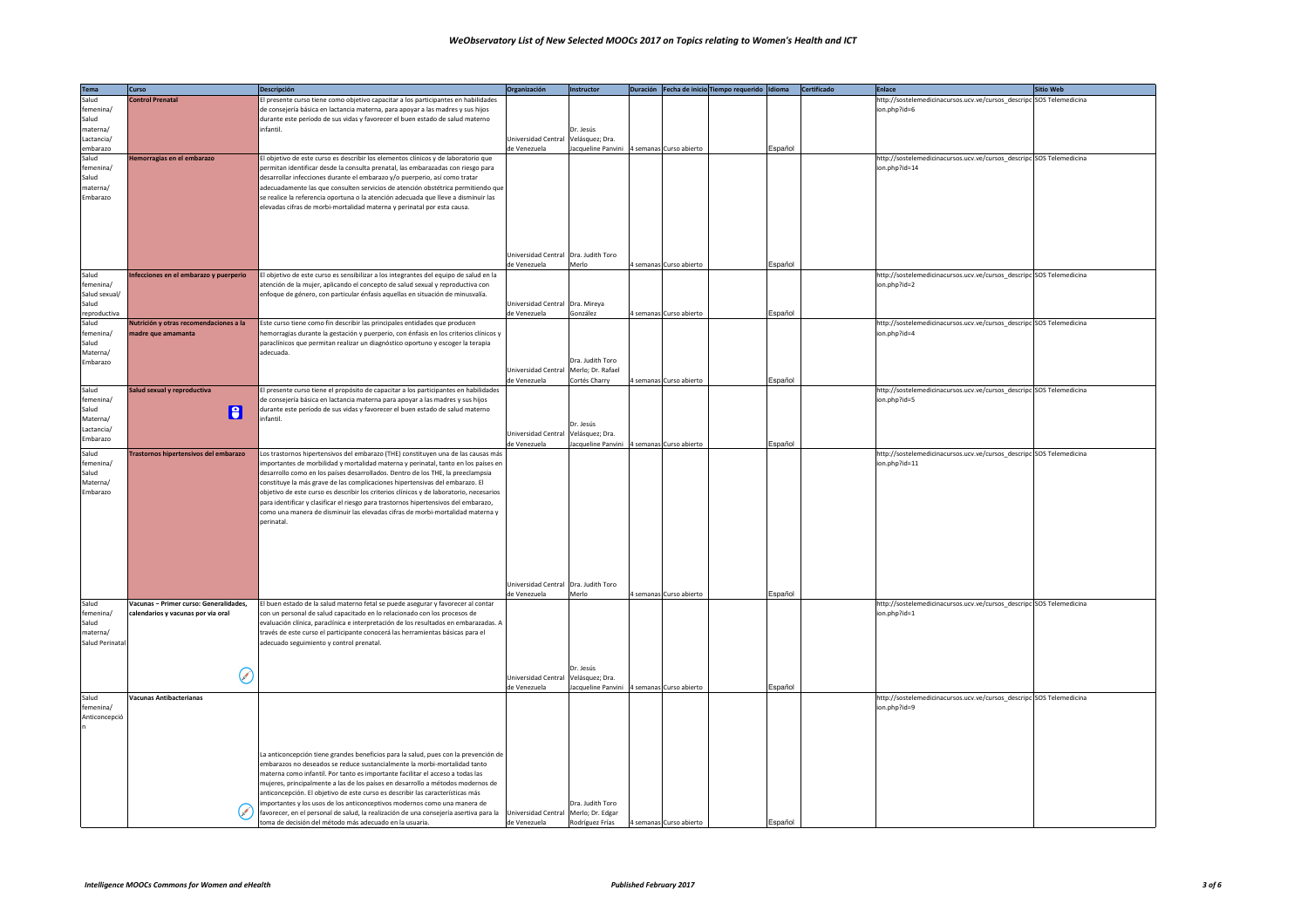| Tema | Curso | Descripción | Organización | Instructor | Duración | Fecha de inicio | Tiempo requerido | Idioma | Certificado | Enlace | Sitio Web |
|---|---|---|---|---|---|---|---|---|---|---|---|
| Salud femenina/ Salud materna/ Lactancia/ embarazo | Control Prenatal | El presente curso tiene como objetivo capacitar a los participantes en habilidades de consejería básica en lactancia materna, para apoyar a las madres y sus hijos durante este período de sus vidas y favorecer el buen estado de salud materno infantil. | Universidad Central de Venezuela | Dr. Jesús Velásquez; Dra. Jacqueline Panvini | 4 semanas | Curso abierto | | Español | | http://sostelemedicinacursos.ucv.ve/cursos_descripcion.php?id=6 | SOS Telemedicina |
| Salud femenina/ Salud materna/ Embarazo | Hemorragias en el embarazo | El objetivo de este curso es describir los elementos clínicos y de laboratorio que permitan identificar desde la consulta prenatal, las embarazadas con riesgo para desarrollar infecciones durante el embarazo y/o puerperio, así como tratar adecuadamente las que consulten servicios de atención obstétrica permitiendo que se realice la referencia oportuna o la atención adecuada que lleve a disminuir las elevadas cifras de morbi-mortalidad materna y perinatal por esta causa. | Universidad Central de Venezuela | Dra. Judith Toro Merlo | 4 semanas | Curso abierto | | Español | | http://sostelemedicinacursos.ucv.ve/cursos_descripcion.php?id=14 | SOS Telemedicina |
| Salud femenina/ Salud sexual/ Salud reproductiva | Infecciones en el embarazo y puerperio | El objetivo de este curso es sensibilizar a los integrantes del equipo de salud en la atención de la mujer, aplicando el concepto de salud sexual y reproductiva con enfoque de género, con particular énfasis aquellas en situación de minusvalía. | Universidad Central de Venezuela | Dra. Mireya González | 4 semanas | Curso abierto | | Español | | http://sostelemedicinacursos.ucv.ve/cursos_descripcion.php?id=2 | SOS Telemedicina |
| Salud femenina/ Salud Materna/ Embarazo | Nutrición y otras recomendaciones a la madre que amamanta | Este curso tiene como fin describir las principales entidades que producen hemorragias durante la gestación y puerperio, con énfasis en los criterios clínicos y paraclínicos que permitan realizar un diagnóstico oportuno y escoger la terapia adecuada. | Universidad Central de Venezuela | Dra. Judith Toro Merlo; Dr. Rafael Cortés Charry | 4 semanas | Curso abierto | | Español | | http://sostelemedicinacursos.ucv.ve/cursos_descripcion.php?id=4 | SOS Telemedicina |
| Salud femenina/ Salud Materna/ Lactancia/ Embarazo | Salud sexual y reproductiva | El presente curso tiene el propósito de capacitar a los participantes en habilidades de consejería básica en lactancia materna para apoyar a las madres y sus hijos durante este período de sus vidas y favorecer el buen estado de salud materno infantil. | Universidad Central de Venezuela | Dr. Jesús Velásquez; Dra. Jacqueline Panvini | 4 semanas | Curso abierto | | Español | | http://sostelemedicinacursos.ucv.ve/cursos_descripcion.php?id=5 | SOS Telemedicina |
| Salud femenina/ Salud Materna/ Embarazo | Trastornos hipertensivos del embarazo | Los trastornos hipertensivos del embarazo (THE) constituyen una de las causas más importantes de morbilidad y mortalidad materna y perinatal, tanto en los países en desarrollo como en los países desarrollados. Dentro de los THE, la preeclampsia constituye la más grave de las complicaciones hipertensivas del embarazo. El objetivo de este curso es describir los criterios clínicos y de laboratorio, necesarios para identificar y clasificar el riesgo para trastornos hipertensivos del embarazo, como una manera de disminuir las elevadas cifras de morbi-mortalidad materna y perinatal. | Universidad Central de Venezuela | Dra. Judith Toro Merlo | 4 semanas | Curso abierto | | Español | | http://sostelemedicinacursos.ucv.ve/cursos_descripcion.php?id=11 | SOS Telemedicina |
| Salud femenina/ Salud materna/ Salud Perinatal | Vacunas – Primer curso: Generalidades, calendarios y vacunas por vía oral | El buen estado de la salud materno fetal se puede asegurar y favorecer al contar con un personal de salud capacitado en lo relacionado con los procesos de evaluación clínica, paraclínica e interpretación de los resultados en embarazadas. A través de este curso el participante conocerá las herramientas básicas para el adecuado seguimiento y control prenatal. | Universidad Central de Venezuela | Dr. Jesús Velásquez; Dra. Jacqueline Panvini | 4 semanas | Curso abierto | | Español | | http://sostelemedicinacursos.ucv.ve/cursos_descripcion.php?id=1 | SOS Telemedicina |
| Salud femenina/ Anticoncepción | Vacunas Antibacterianas | La anticoncepción tiene grandes beneficios para la salud, pues con la prevención de embarazos no deseados se reduce sustancialmente la morbi-mortalidad tanto materna como infantil. Por tanto es importante facilitar el acceso a todas las mujeres, principalmente a las de los países en desarrollo a métodos modernos de anticoncepción. El objetivo de este curso es describir las características más importantes y los usos de los anticonceptivos modernos como una manera de favorecer, en el personal de salud, la realización de una consejería asertiva para la toma de decisión del método más adecuado en la usuaria. | Universidad Central de Venezuela | Dra. Judith Toro Merlo; Dr. Edgar Rodríguez Frías | 4 semanas | Curso abierto | | Español | | http://sostelemedicinacursos.ucv.ve/cursos_descripcion.php?id=9 | SOS Telemedicina |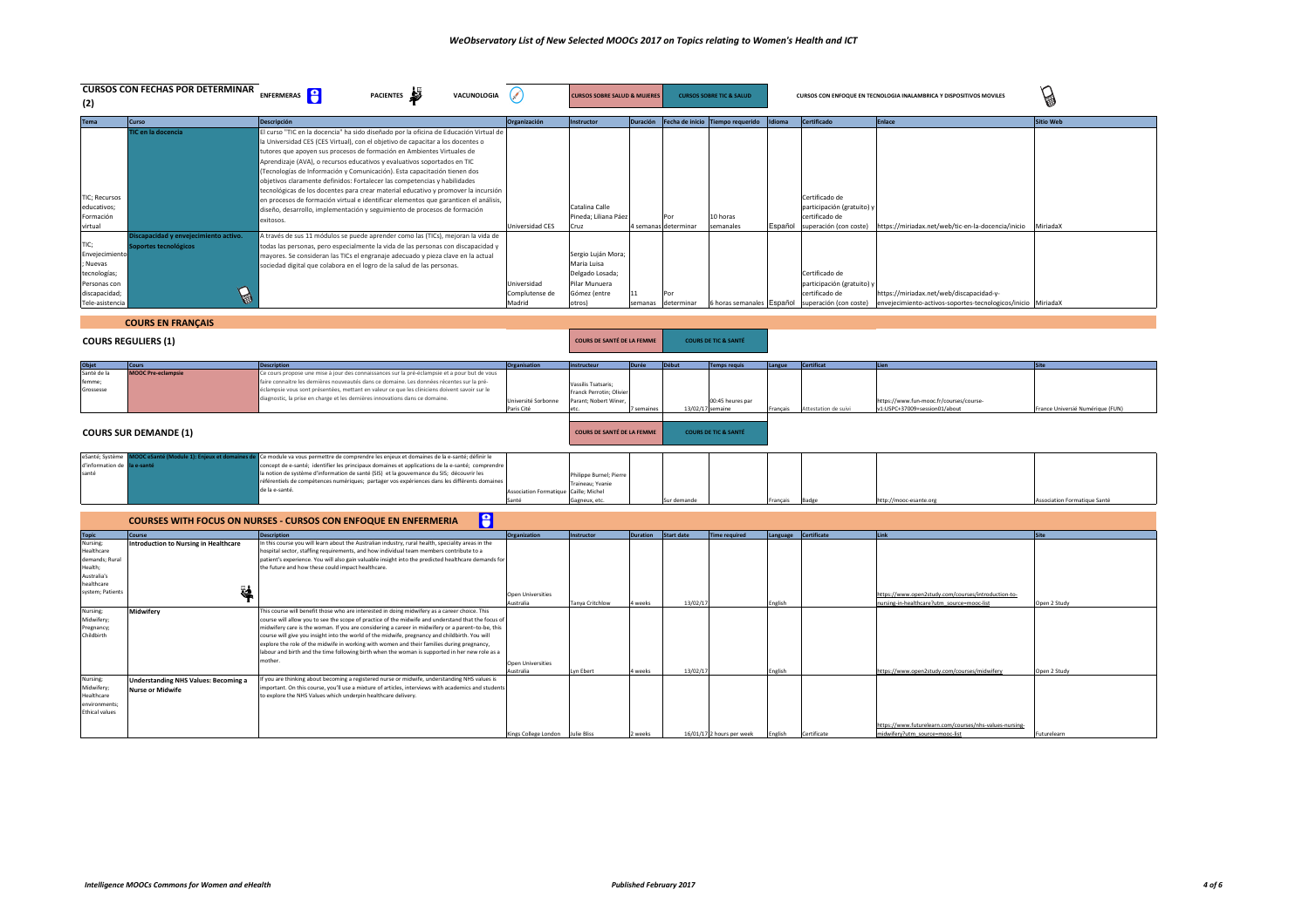## CURSOS CON FECHAS POR DETERMINAR (2)

ENFERMERAS PACIENTES VACUNOLOGIA

CURSOS SOBRE SALUD & MUJERES | CURSOS SOBRE TIC & SALUD | CURSOS CON ENFOQUE EN TECNOLOGIA INALAMBRICA Y DISPOSITIVOS MOVILES

| Tema | Curso | Descripción | Organización | Instructor | Duración | Fecha de inicio | Tiempo requerido | Idioma | Certificado | Enlace | Sitio Web |
|---|---|---|---|---|---|---|---|---|---|---|---|
| TIC; Recursos educativos; Formación virtual | TIC en la docencia | El curso "TIC en la docencia" ha sido diseñado por la oficina de Educación Virtual de la Universidad CES (CES Virtual), con el objetivo de capacitar a los docentes o tutores que apoyen sus procesos de formación en Ambientes Virtuales de Aprendizaje (AVA), o recursos educativos y evaluativos soportados en TIC (Tecnologías de Información y Comunicación). Esta capacitación tienen dos objetivos claramente definidos: Fortalecer las competencias y habilidades tecnológicas de los docentes para crear material educativo y promover la incursión en procesos de formación virtual e identificar elementos que garanticen el análisis, diseño, desarrollo, implementación y seguimiento de procesos de formación exitosos. | Universidad CES | Catalina Calle Pineda; Liliana Páez Cruz | 4 semanas | Por determinar | 10 horas semanales | Español | Certificado de participación (gratuito) y certificado de superación (con coste) | https://miriadax.net/web/tic-en-la-docencia/inicio | MiriadaX |
| TIC; Envejecimiento; Nuevas tecnologías; Personas con discapacidad; Tele-asistencia | Discapacidad y envejecimiento activo. Soportes tecnológicos | A través de sus 11 módulos se puede aprender como las (TICs), mejoran la vida de todas las personas, pero especialmente la vida de las personas con discapacidad y mayores. Se consideran las TICs el engranaje adecuado y pieza clave en la actual sociedad digital que colabora en el logro de la salud de las personas. | Universidad Complutense de Madrid | Sergio Luján Mora; María Luisa Delgado Losada; Pilar Munuera Gómez (entre otros) | 11 semanas | Por determinar | 6 horas semanales | Español | Certificado de participación (gratuito) y certificado de superación (con coste) | https://miriadax.net/web/discapacidad-y-envejecimiento-activos-soportes-tecnologicos/inicio | MiriadaX |

## COURS EN FRANÇAIS

### COURS REGULIERS (1)

COURS DE SANTÉ DE LA FEMME | COURS DE TIC & SANTÉ

| Objet | Cours | Description | Organisation | Instructeur | Durée | Début | Temps requis | Langue | Certificat | Lien | Site |
|---|---|---|---|---|---|---|---|---|---|---|---|
| Santé de la femme; Grossesse | MOOC Pre-éclampsie | Ce cours propose une mise à jour des connaissances sur la pré-éclampsie et a pour but de vous faire connaitre les dernières nouveautés dans ce domaine. Les données récentes sur la pré-éclampsie vous sont présentées, mettant en valeur ce que les cliniciens doivent savoir sur le diagnostic, la prise en charge et les dernières innovations dans ce domaine. | Université Sorbonne Paris Cité | Vassilis Tsatsaris; Franck Perrotin; Olivier Parant; Nobert Winer, etc. | 7 semaines | 13/02/17 | 00:45 heures par semaine | Français | Attestation de suivi | https://www.fun-mooc.fr/courses/course-v1:USPC+37009+session01/about | France Université Numérique (FUN) |

### COURS SUR DEMANDE (1)

COURS DE SANTÉ DE LA FEMME | COURS DE TIC & SANTÉ

| Objet | Cours | Description | Organisation | Instructeur | Durée | Début | Temps requis | Langue | Certificat | Lien | Site |
|---|---|---|---|---|---|---|---|---|---|---|---|
| eSanté; Système d'information de santé | MOOC eSanté (Module 1): Enjeux et domaines de la e-santé | Ce module va vous permettre de comprendre les enjeux et domaines de la e-santé; définir le concept de e-santé; identifier les principaux domaines et applications de la e-santé; comprendre la notion de système d'information de santé (SIS) et la gouvernance du SIS; découvrir les référentiels de compétences numériques; partager vos expériences dans les différents domaines de la e-santé. | Association Formatique Santé | Philippe Burnel; Pierre Traineau; Yvanie Caille; Michel Gagneux, etc. | | Sur demande | | Français | Badge | http://mooc-esante.org | Association Formatique Santé |

## COURSES WITH FOCUS ON NURSES - CURSOS CON ENFOQUE EN ENFERMERIA

| Topic | Course | Description | Organization | Instructor | Duration | Start date | Time required | Language | Certificate | Link | Site |
|---|---|---|---|---|---|---|---|---|---|---|---|
| Nursing; Healthcare demands; Rural Health; Australia's healthcare system; Patients | Introduction to Nursing in Healthcare | In this course you will learn about the Australian industry, rural health, speciality areas in the hospital sector, staffing requirements, and how individual team members contribute to a patient's experience. You will also gain valuable insight into the predicted healthcare demands for the future and how these could impact healthcare. | Open Universities Australia | Tanya Critchlow | 4 weeks | 13/02/17 | | English | | https://www.open2study.com/courses/introduction-to-nursing-in-healthcare?utm_source=mooc-list | Open 2 Study |
| Nursing; Midwifery; Pregnancy; Childbirth | Midwifery | This course will benefit those who are interested in doing midwifery as a career choice. This course will allow you to see the scope of practice of the midwife and understand that the focus of midwifery care is the woman. If you are considering a career in midwifery or a parent-to-be, this course will give you insight into the world of the midwife, pregnancy and childbirth. You will explore the role of the midwife in working with women and their families during pregnancy, labour and birth and the time following birth when the woman is supported in her new role as a mother. | Open Universities Australia | Lyn Ebert | 4 weeks | 13/02/17 | | English | | https://www.open2study.com/courses/midwifery | Open 2 Study |
| Nursing; Midwifery; Healthcare environments; Ethical values | Understanding NHS Values: Becoming a Nurse or Midwife | If you are thinking about becoming a registered nurse or midwife, understanding NHS values is important. On this course, you'll use a mixture of articles, interviews with academics and students to explore the NHS Values which underpin healthcare delivery. | Kings College London | Julie Bliss | 2 weeks | 16/01/17 | 2 hours per week | English | Certificate | https://www.futurelearn.com/courses/nhs-values-nursing-midwifery?utm_source=mooc-list | Futurelearn |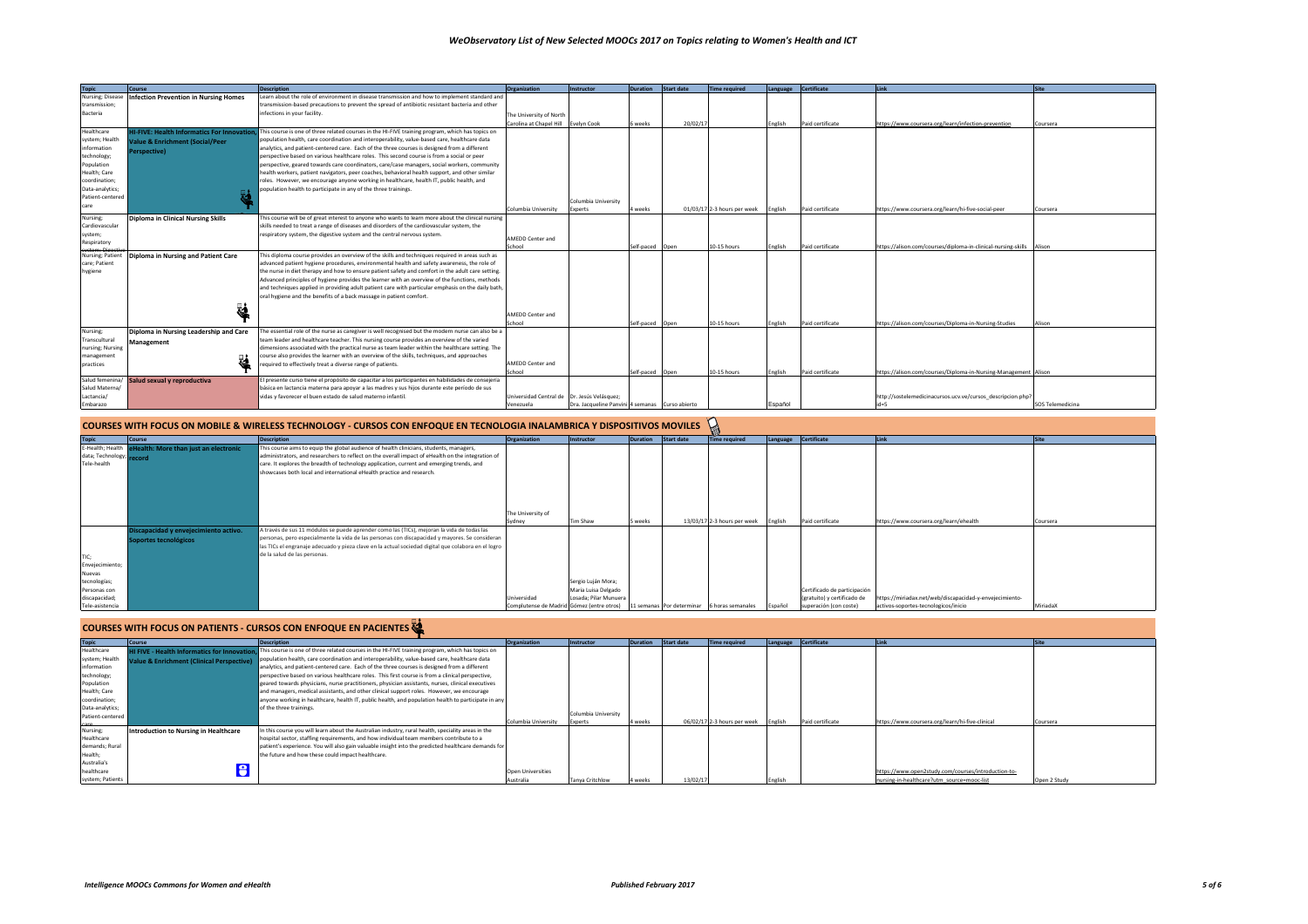| Topic | Course | Description | Organization | Instructor | Duration | Start date | Time required | Language | Certificate | Link | Site |
|---|---|---|---|---|---|---|---|---|---|---|---|
| Nursing; Disease transmission; Bacteria | Infection Prevention in Nursing Homes | Learn about the role of environment in disease transmission and how to implement standard and transmission-based precautions to prevent the spread of antibiotic resistant bacteria and other infections in your facility. | The University of North Carolina at Chapel Hill | Evelyn Cook | 6 weeks | 20/02/17 | | English | Paid certificate | https://www.coursera.org/learn/infection-prevention | Coursera |
| Healthcare system; Health information technology; Population Health; Care coordination; Data-analytics; Patient-centered care | HI-FIVE: Health Informatics For Innovation, Value & Enrichment (Social/Peer Perspective) | This course is one of three related courses in the HI-FIVE training program, which has topics on population health, care coordination and interoperability, value-based care, healthcare data analytics, and patient-centered care. Each of the three courses is designed from a different perspective based on various healthcare roles. This second course is from a social or peer perspective, geared towards care coordinators, care/case managers, social workers, community health workers, patient navigators, peer coaches, behavioral health support, and other similar roles. However, we encourage anyone working in healthcare, health IT, public health, and population health to participate in any of the three trainings. | Columbia University | Columbia University Experts | 4 weeks | 01/03/17 | 2-3 hours per week | English | Paid certificate | https://www.coursera.org/learn/hi-five-social-peer | Coursera |
| Nursing; Cardiovascular system; Respiratory system; Digestive | Diploma in Clinical Nursing Skills | This course will be of great interest to anyone who wants to learn more about the clinical nursing skills needed to treat a range of diseases and disorders of the cardiovascular system, the respiratory system, the digestive system and the central nervous system. | AMEDD Center and School | | Self-paced | Open | 10-15 hours | English | Paid certificate | https://alison.com/courses/diploma-in-clinical-nursing-skills | Alison |
| Nursing; Patient care; Patient hygiene | Diploma in Nursing and Patient Care | This diploma course provides an overview of the skills and techniques required in areas such as advanced patient hygiene procedures, environmental health and safety awareness, the role of the nurse in diet therapy and how to ensure patient safety and comfort in the adult care setting. Advanced principles of hygiene provides the learner with an overview of the functions, methods and techniques applied in providing adult patient care with particular emphasis on the daily bath, oral hygiene and the benefits of a back massage in patient comfort. | AMEDD Center and School | | Self-paced | Open | 10-15 hours | English | Paid certificate | https://alison.com/courses/Diploma-in-Nursing-Studies | Alison |
| Nursing; Transcultural nursing; Nursing management practices | Diploma in Nursing Leadership and Care Management | The essential role of the nurse as caregiver is well recognised but the modern nurse can also be a team leader and healthcare teacher. This nursing course provides an overview of the varied dimensions associated with the practical nurse as team leader within the healthcare setting. The course also provides the learner with an overview of the skills, techniques, and approaches required to effectively treat a diverse range of patients. | AMEDD Center and School | | Self-paced | Open | 10-15 hours | English | Paid certificate | https://alison.com/courses/Diploma-in-Nursing-Management | Alison |
| Salud femenina/ Salud Materna/ Lactancia/ Embarazo | Salud sexual y reproductiva | El presente curso tiene el propósito de capacitar a los participantes en habilidades de consejería básica en lactancia materna para apoyar a las madres y sus hijos durante este periodo de sus vidas y favorecer el buen estado de salud materno infantil. | Universidad Central de Venezuela | Dr. Jesús Velásquez; Dra. Jacqueline Panvini | 4 semanas | Curso abierto | | Español | | http://sostelemedicinacursos.ucv.ve/cursos_descripcion.php?id=5 | SOS Telemedicina |

## COURSES WITH FOCUS ON MOBILE & WIRELESS TECHNOLOGY - CURSOS CON ENFOQUE EN TECNOLOGIA INALAMBRICA Y DISPOSITIVOS MOVILES

| Topic | Course | Description | Organization | Instructor | Duration | Start date | Time required | Language | Certificate | Link | Site |
|---|---|---|---|---|---|---|---|---|---|---|---|
| E-Health; Health data; Technology; Tele-health | eHealth: More than just an electronic record | This course aims to equip the global audience of health clinicians, students, managers, administrators, and researchers to reflect on the overall impact of eHealth on the integration of care. It explores the breadth of technology application, current and emerging trends, and showcases both local and international eHealth practice and research. | The University of Sydney | Tim Shaw | 5 weeks | 13/03/17 | 2-3 hours per week | English | Paid certificate | https://www.coursera.org/learn/ehealth | Coursera |
| TIC; Envejecimiento; Nuevas tecnologías; Personas con discapacidad; Tele-asistencia | Discapacidad y envejecimiento activo. Soportes tecnológicos | A través de sus 11 módulos se puede aprender como las (TICs), mejoran la vida de todas las personas, pero especialmente la vida de las personas con discapacidad y mayores. Se consideran las TICs el engranaje adecuado y pieza clave en la actual sociedad digital que colaborá en el logro de la salud de las personas. | Universidad Complutense de Madrid | Sergio Luján Mora; María Luisa Delgado Losada; Pilar Munuera Gómez (entre otros) | 11 semanas | Por determinar | 6 horas semanales | Español | Certificado de participación (gratuito) y certificado de superación (con coste) | https://miriadax.net/web/discapacidad-y-envejecimiento-activo-soportes-tecnologicos/inicio | MiriadaX |

## COURSES WITH FOCUS ON PATIENTS - CURSOS CON ENFOQUE EN PACIENTES

| Topic | Course | Description | Organization | Instructor | Duration | Start date | Time required | Language | Certificate | Link | Site |
|---|---|---|---|---|---|---|---|---|---|---|---|
| Healthcare system; Health information technology; Population Health; Care coordination; Data-analytics; Patient-centered care | HI FIVE - Health Informatics for Innovation, Value & Enrichment (Clinical Perspective) | This course is one of three related courses in the HI-FIVE training program, which has topics on population health, care coordination and interoperability, value-based care, healthcare data analytics, and patient-centered care. Each of the three courses is designed from a different perspective based on various healthcare roles. This first course is from a clinical perspective, geared towards physicians, nurse practitioners, physician assistants, nurses, clinical executives and managers, medical assistants, and other clinical support roles. However, we encourage anyone working in healthcare, health IT, public health, and population health to participate in any of the three trainings. | Columbia University | Columbia University Experts | 4 weeks | 06/02/17 | 2-3 hours per week | English | Paid certificate | https://www.coursera.org/learn/hi-five-clinical | Coursera |
| Nursing; Healthcare demands; Rural Health; Australia's healthcare system; Patients | Introduction to Nursing in Healthcare | In this course you will learn about the Australian industry, rural health, speciality areas in the hospital sector, staffing requirements, and how individual team members contribute to a patient's experience. You will also gain valuable insight into the predicted healthcare demands for the future and how these could impact healthcare. | Open Universities Australia | Tanya Critchlow | 4 weeks | 13/02/17 | | English | | https://www.open2study.com/courses/introduction-to-nursing-in-healthcare?utm_source=mooc-list | Open 2 Study |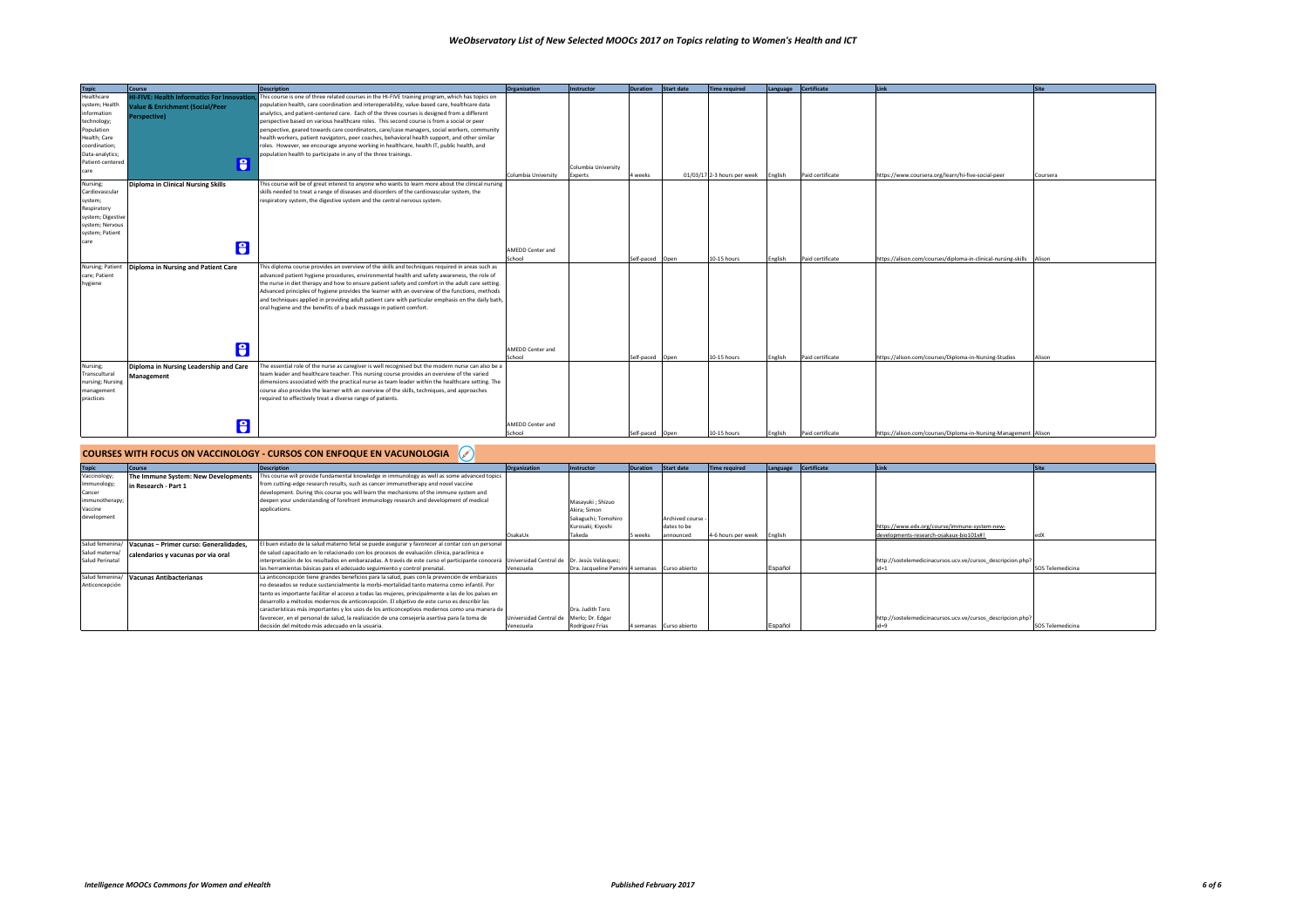# WeObservatory List of New Selected MOOCs 2017 on Topics relating to Women's Health and ICT

| Topic | Course | Description | Organization | Instructor | Duration | Start date | Time required | Language | Certificate | Link | Site |
|---|---|---|---|---|---|---|---|---|---|---|---|
| Healthcare system; Health information technology; Population Health; Care coordination; Data-analytics; Patient-centered care | **HI-FIVE: Health Informatics For Innovation, Value & Enrichment (Social/Peer Perspective)** | This course is one of three related courses in the HI-FIVE training program, which has topics on population health, care coordination and interoperability, value-based care, healthcare data analytics, and patient-centered care. Each of the three courses is designed from a different perspective based on various healthcare roles. This second course is from a social or peer perspective, geared towards care coordinators, care/case managers, social workers, community health workers, patient navigators, peer coaches, behavioral health support, and other similar roles. However, we encourage anyone working in healthcare, health IT, public health, and population health to participate in any of the three trainings. | Columbia University | Columbia University Experts | 4 weeks | 01/03/17 | 2-3 hours per week | English | Paid certificate | https://www.coursera.org/learn/hi-five-social-peer | Coursera |
| Nursing; Cardiovascular system; Respiratory system; Digestive system; Nervous system; Patient care | **Diploma in Clinical Nursing Skills** | This course will be of great interest to anyone who wants to learn more about the clinical nursing skills needed to treat a range of diseases and disorders of the cardiovascular system, the respiratory system, the digestive system and the central nervous system. | AMEDD Center and School | | Self-paced | Open | 10-15 hours | English | Paid certificate | https://alison.com/courses/diploma-in-clinical-nursing-skills | Alison |
| Nursing; Patient care; Patient hygiene | **Diploma in Nursing and Patient Care** | This diploma course provides an overview of the skills and techniques required in areas such as advanced patient hygiene procedures, environmental health and safety awareness, the role of the nurse in diet therapy and how to ensure patient safety and comfort in the adult care setting. Advanced principles of hygiene provides the learner with an overview of the functions, methods and techniques applied in providing adult patient care with particular emphasis on the daily bath, oral hygiene and the benefits of a back massage in patient comfort. | AMEDD Center and School | | Self-paced | Open | 10-15 hours | English | Paid certificate | https://alison.com/courses/Diploma-in-Nursing-Studies | Alison |
| Nursing; Transcultural nursing; Nursing management practices | **Diploma in Nursing Leadership and Care Management** | The essential role of the nurse as caregiver is well recognised but the modern nurse can also be a team leader and healthcare teacher. This nursing course provides an overview of the varied dimensions associated with the practical nurse as team leader within the healthcare setting. The course also provides the learner with an overview of the skills, techniques, and approaches required to effectively treat a diverse range of patients. | AMEDD Center and School | | Self-paced | Open | 10-15 hours | English | Paid certificate | https://alison.com/courses/Diploma-in-Nursing-Management | Alison |

## COURSES WITH FOCUS ON VACCINOLOGY - CURSOS CON ENFOQUE EN VACUNOLOGIA

| Topic | Course | Description | Organization | Instructor | Duration | Start date | Time required | Language | Certificate | Link | Site |
|---|---|---|---|---|---|---|---|---|---|---|---|
| Vaccinology; Immunology; Cancer immunotherapy; Vaccine development | **The Immune System: New Developments in Research - Part 1** | This course will provide fundamental knowledge in immunology as well as some advanced topics from cutting-edge research results, such as cancer immunotherapy and novel vaccine development. During this course you will learn the mechanisms of the immune system and deepen your understanding of forefront immunology research and development of medical applications. | OsakaUx | Masayuki ; Shizuo Akira; Simon Sakaguchi; Tomohiro Kurosaki; Kiyoshi Takeda | 5 weeks | Archived course - dates to be announced | 4-6 hours per week | English | | https://www.edx.org/course/immune-system-new-developments-research-osakaux-bio101x#! | edX |
| Salud femenina/ Salud materna/ Salud Perinatal | **Vacunas – Primer curso: Generalidades, calendarios y vacunas por vía oral** | El buen estado de la salud materno fetal se puede asegurar y favorecer al contar con un personal de salud capacitado en lo relacionado con los procesos de evaluación clínica, paraclínica e interpretación de los resultados en embarazadas. A través de este curso el participante conocerá las herramientas básicas para el adecuado seguimiento y control prenatal. | Universidad Central de Venezuela | Dr. Jesús Velásquez; Dra. Jacqueline Panvini | 4 semanas | Curso abierto | | Español | | http://sostelemedicinacursos.ucv.ve/cursos_descripcion.php?id=1 | SOS Telemedicina |
| Salud femenina/ Anticoncepción | **Vacunas Antibacterianas** | La anticoncepción tiene grandes beneficios para la salud, pues con la prevención de embarazos no deseados se reduce sustancialmente la morbi-mortalidad tanto materna como infantil. Por tanto es importante facilitar el acceso a todas las mujeres, principalmente a las de los países en desarrollo a métodos modernos de anticoncepción. El objetivo de este curso es describir las características más importantes y los usos de los anticonceptivos modernos como una manera de favorecer, en el personal de salud, la realización de una consejería asertiva para la toma de decisión del método más adecuado en la usuaria. | Universidad Central de Venezuela | Dra. Judith Toro Merlo; Dr. Edgar Rodríguez Frías | 4 semanas | Curso abierto | | Español | | http://sostelemedicinacursos.ucv.ve/cursos_descripcion.php?id=9 | SOS Telemedicina |